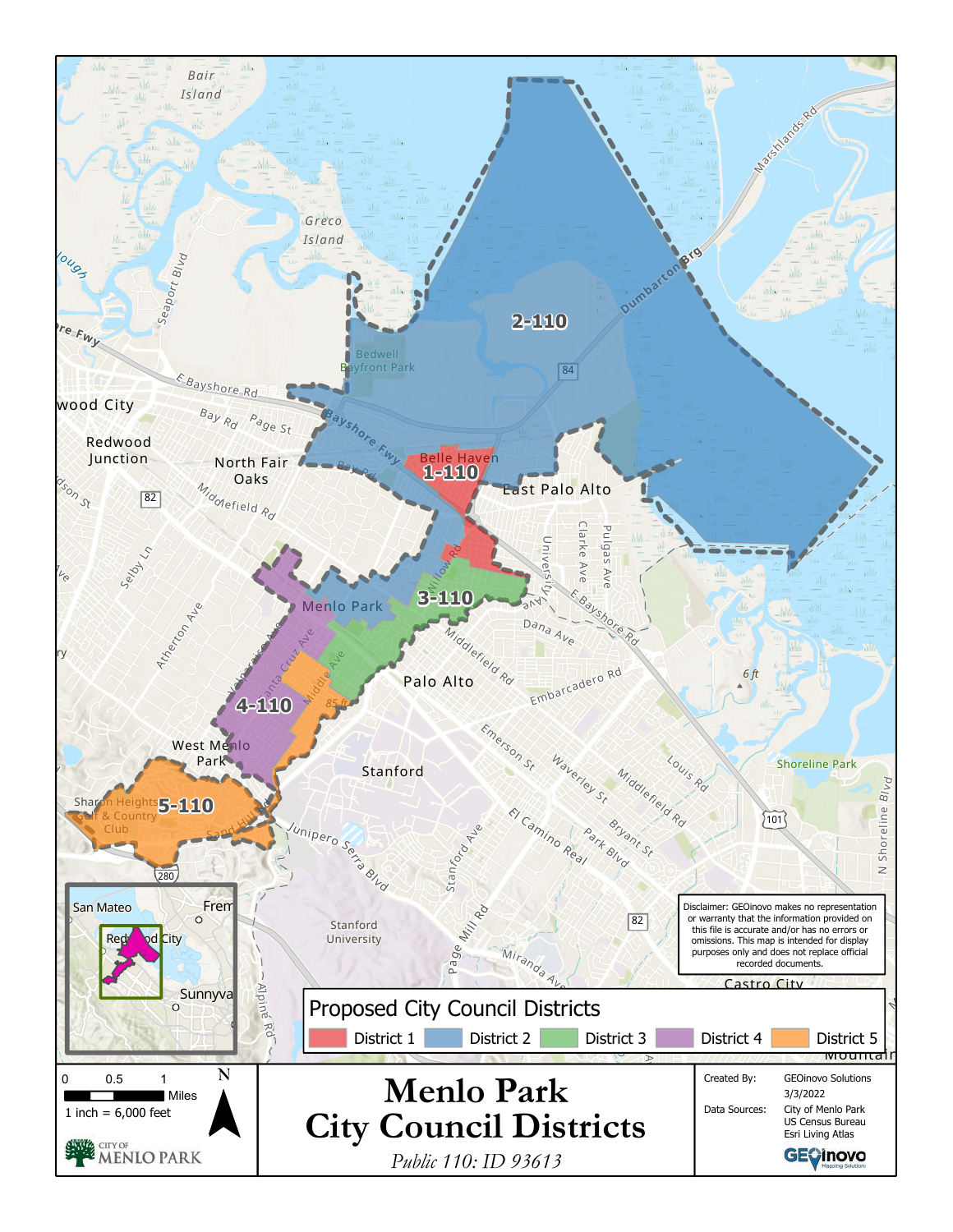# Menlo Park City Council Districts

*Public 110: ID 93613*

## Proposed City Council Districts

- District 1 (1-110)
- District 2 (2-110)
- District 3 (3-110)
- District 4 (4-110)
- District 5 (5-110)

0 0.5 1 Miles

1 inch = 6,000 feet

Disclaimer: GEOinovo makes no representation or warranty that the information provided on this file is accurate and/or has no errors or omissions. This map is intended for display purposes only and does not replace official recorded documents.

Created By: GEOinovo Solutions

3/3/2022

Data Sources: City of Menlo Park, US Census Bureau, Esri Living Atlas

City of Menlo Park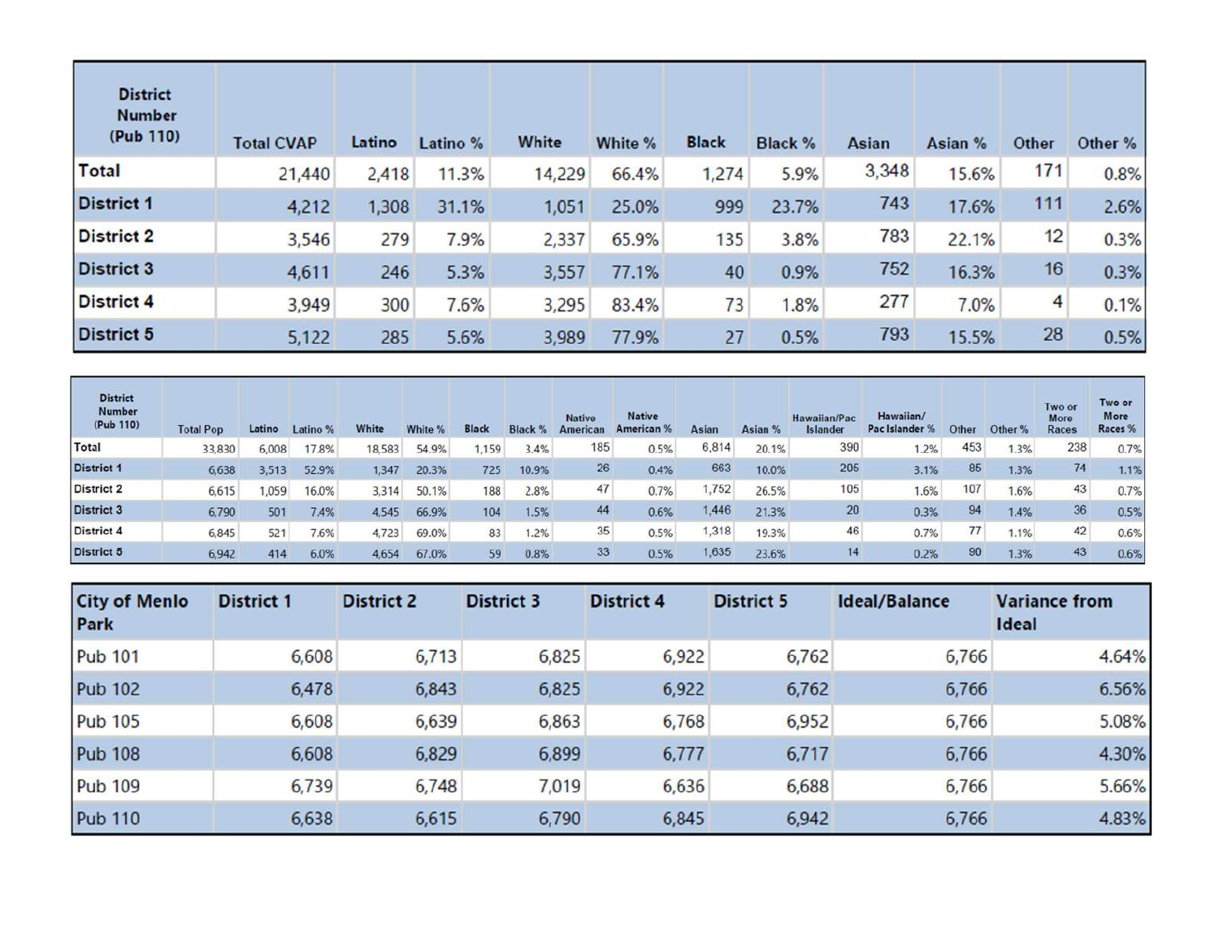| District Number (Pub 110) | Total CVAP | Latino | Latino % | White | White % | Black | Black % | Asian | Asian % | Other | Other % |
|---|---|---|---|---|---|---|---|---|---|---|---|
| **Total** | 21,440 | 2,418 | 11.3% | 14,229 | 66.4% | 1,274 | 5.9% | 3,348 | 15.6% | 171 | 0.8% |
| **District 1** | 4,212 | 1,308 | 31.1% | 1,051 | 25.0% | 999 | 23.7% | 743 | 17.6% | 111 | 2.6% |
| **District 2** | 3,546 | 279 | 7.9% | 2,337 | 65.9% | 135 | 3.8% | 783 | 22.1% | 12 | 0.3% |
| **District 3** | 4,611 | 246 | 5.3% | 3,557 | 77.1% | 40 | 0.9% | 752 | 16.3% | 16 | 0.3% |
| **District 4** | 3,949 | 300 | 7.6% | 3,295 | 83.4% | 73 | 1.8% | 277 | 7.0% | 4 | 0.1% |
| **District 5** | 5,122 | 285 | 5.6% | 3,989 | 77.9% | 27 | 0.5% | 793 | 15.5% | 28 | 0.5% |

| District Number (Pub 110) | Total Pop | Latino | Latino % | White | White % | Black | Black % | Native American | Native American % | Asian | Asian % | Hawaiian/Pac Islander | Hawaiian/ Pac Islander % | Other | Other % | Two or More Races | Two or More Races % |
|---|---|---|---|---|---|---|---|---|---|---|---|---|---|---|---|---|---|
| **Total** | 33,830 | 6,008 | 17.8% | 18,583 | 54.9% | 1,159 | 3.4% | 185 | 0.5% | 6,814 | 20.1% | 390 | 1.2% | 453 | 1.3% | 238 | 0.7% |
| **District 1** | 6,638 | 3,513 | 52.9% | 1,347 | 20.3% | 725 | 10.9% | 26 | 0.4% | 663 | 10.0% | 205 | 3.1% | 85 | 1.3% | 74 | 1.1% |
| **District 2** | 6,615 | 1,059 | 16.0% | 3,314 | 50.1% | 188 | 2.8% | 47 | 0.7% | 1,752 | 26.5% | 105 | 1.6% | 107 | 1.6% | 43 | 0.7% |
| **District 3** | 6,790 | 501 | 7.4% | 4,545 | 66.9% | 104 | 1.5% | 44 | 0.6% | 1,446 | 21.3% | 20 | 0.3% | 94 | 1.4% | 36 | 0.5% |
| **District 4** | 6,845 | 521 | 7.6% | 4,723 | 69.0% | 83 | 1.2% | 35 | 0.5% | 1,318 | 19.3% | 46 | 0.7% | 77 | 1.1% | 42 | 0.6% |
| **District 5** | 6,942 | 414 | 6.0% | 4,654 | 67.0% | 59 | 0.8% | 33 | 0.5% | 1,635 | 23.6% | 14 | 0.2% | 90 | 1.3% | 43 | 0.6% |

| City of Menlo Park | District 1 | District 2 | District 3 | District 4 | District 5 | Ideal/Balance | Variance from Ideal |
|---|---|---|---|---|---|---|---|
| Pub 101 | 6,608 | 6,713 | 6,825 | 6,922 | 6,762 | 6,766 | 4.64% |
| Pub 102 | 6,478 | 6,843 | 6,825 | 6,922 | 6,762 | 6,766 | 6.56% |
| Pub 105 | 6,608 | 6,639 | 6,863 | 6,768 | 6,952 | 6,766 | 5.08% |
| Pub 108 | 6,608 | 6,829 | 6,899 | 6,777 | 6,717 | 6,766 | 4.30% |
| Pub 109 | 6,739 | 6,748 | 7,019 | 6,636 | 6,688 | 6,766 | 5.66% |
| Pub 110 | 6,638 | 6,615 | 6,790 | 6,845 | 6,942 | 6,766 | 4.83% |